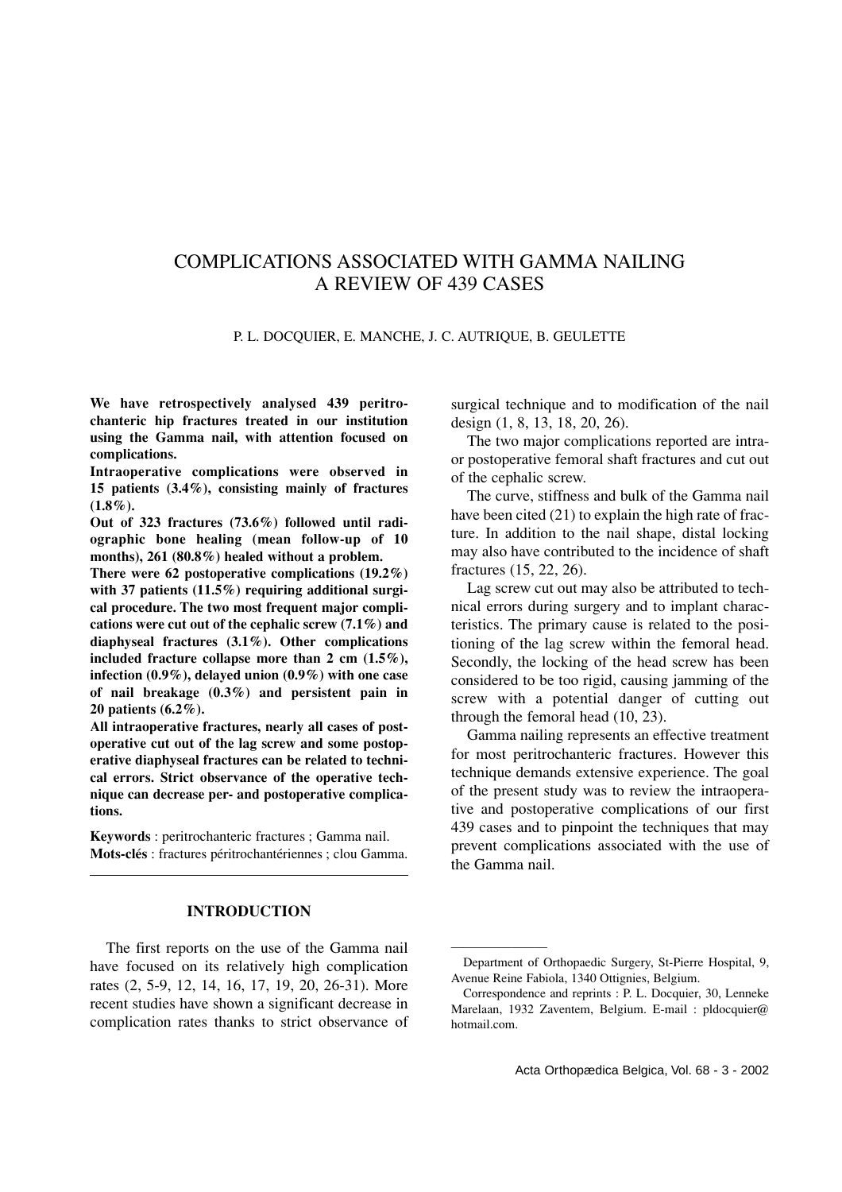# COMPLICATIONS ASSOCIATED WITH GAMMA NAILING A REVIEW OF 439 CASES

P. L. DOCQUIER, E. MANCHE, J. C. AUTRIQUE, B. GEULETTE

**We have retrospectively analysed 439 peritrochanteric hip fractures treated in our institution using the Gamma nail, with attention focused on complications.**

**Intraoperative complications were observed in 15 patients (3.4%), consisting mainly of fractures (1.8%).**

**Out of 323 fractures (73.6%) followed until radiographic bone healing (mean follow-up of 10 months), 261 (80.8%) healed without a problem.**

**There were 62 postoperative complications (19.2%) with 37 patients (11.5%) requiring additional surgical procedure. The two most frequent major complications were cut out of the cephalic screw (7.1%) and diaphyseal fractures (3.1%). Other complications included fracture collapse more than 2 cm (1.5%), infection (0.9%), delayed union (0.9%) with one case of nail breakage (0.3%) and persistent pain in 20 patients (6.2%).**

**All intraoperative fractures, nearly all cases of postoperative cut out of the lag screw and some postoperative diaphyseal fractures can be related to technical errors. Strict observance of the operative technique can decrease per- and postoperative complications.**

**Keywords** : peritrochanteric fractures ; Gamma nail.
**Mots-clés** : fractures péritrochantériennes ; clou Gamma.

## INTRODUCTION

The first reports on the use of the Gamma nail have focused on its relatively high complication rates (2, 5-9, 12, 14, 16, 17, 19, 20, 26-31). More recent studies have shown a significant decrease in complication rates thanks to strict observance of surgical technique and to modification of the nail design (1, 8, 13, 18, 20, 26).

The two major complications reported are intra- or postoperative femoral shaft fractures and cut out of the cephalic screw.

The curve, stiffness and bulk of the Gamma nail have been cited (21) to explain the high rate of fracture. In addition to the nail shape, distal locking may also have contributed to the incidence of shaft fractures (15, 22, 26).

Lag screw cut out may also be attributed to technical errors during surgery and to implant characteristics. The primary cause is related to the positioning of the lag screw within the femoral head. Secondly, the locking of the head screw has been considered to be too rigid, causing jamming of the screw with a potential danger of cutting out through the femoral head (10, 23).

Gamma nailing represents an effective treatment for most peritrochanteric fractures. However this technique demands extensive experience. The goal of the present study was to review the intraoperative and postoperative complications of our first 439 cases and to pinpoint the techniques that may prevent complications associated with the use of the Gamma nail.

Department of Orthopaedic Surgery, St-Pierre Hospital, 9, Avenue Reine Fabiola, 1340 Ottignies, Belgium.

Correspondence and reprints : P. L. Docquier, 30, Lenneke Marelaan, 1932 Zaventem, Belgium. E-mail : pldocquier@hotmail.com.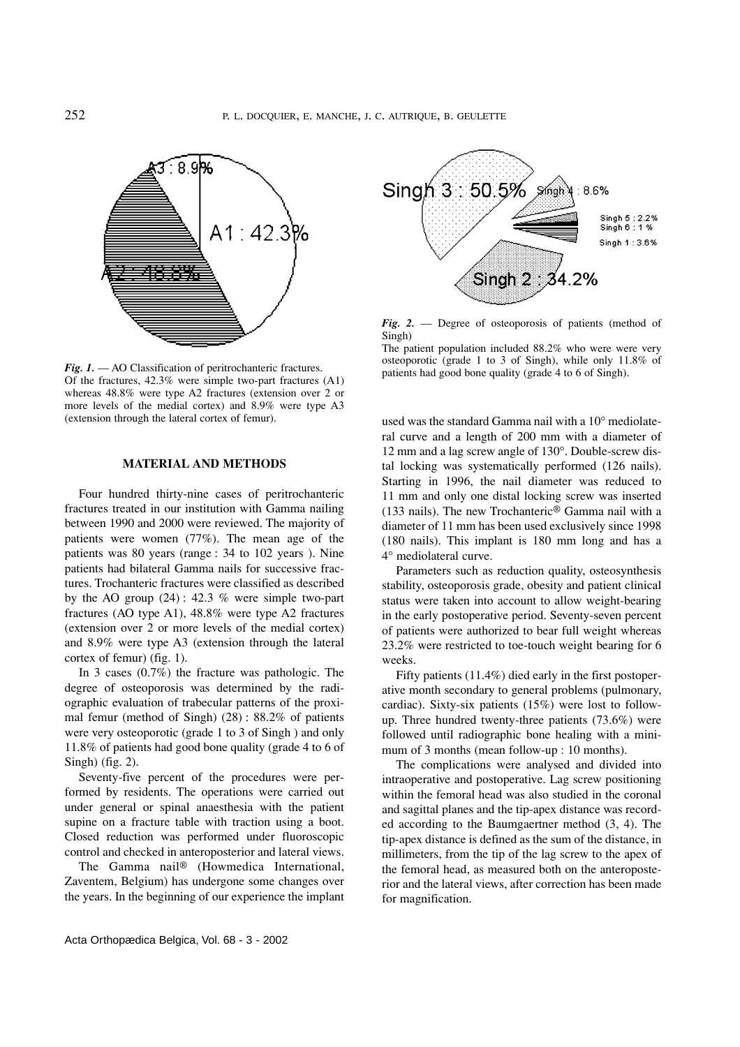*Fig. 1.* — AO Classification of peritrochanteric fractures. Of the fractures, 42.3% were simple two-part fractures (A1) whereas 48.8% were type A2 fractures (extension over 2 or more levels of the medial cortex) and 8.9% were type A3 (extension through the lateral cortex of femur).

*Fig. 2.* — Degree of osteoporosis of patients (method of Singh)
The patient population included 88.2% who were were very osteoporotic (grade 1 to 3 of Singh), while only 11.8% of patients had good bone quality (grade 4 to 6 of Singh).

## MATERIAL AND METHODS

Four hundred thirty-nine cases of peritrochanteric fractures treated in our institution with Gamma nailing between 1990 and 2000 were reviewed. The majority of patients were women (77%). The mean age of the patients was 80 years (range : 34 to 102 years ). Nine patients had bilateral Gamma nails for successive fractures. Trochanteric fractures were classified as described by the AO group (24) : 42.3 % were simple two-part fractures (AO type A1), 48.8% were type A2 fractures (extension over 2 or more levels of the medial cortex) and 8.9% were type A3 (extension through the lateral cortex of femur) (fig. 1).

In 3 cases (0.7%) the fracture was pathologic. The degree of osteoporosis was determined by the radiographic evaluation of trabecular patterns of the proximal femur (method of Singh) (28) : 88.2% of patients were very osteoporotic (grade 1 to 3 of Singh ) and only 11.8% of patients had good bone quality (grade 4 to 6 of Singh) (fig. 2).

Seventy-five percent of the procedures were performed by residents. The operations were carried out under general or spinal anaesthesia with the patient supine on a fracture table with traction using a boot. Closed reduction was performed under fluoroscopic control and checked in anteroposterior and lateral views.

The Gamma nail® (Howmedica International, Zaventem, Belgium) has undergone some changes over the years. In the beginning of our experience the implant used was the standard Gamma nail with a 10° mediolateral curve and a length of 200 mm with a diameter of 12 mm and a lag screw angle of 130°. Double-screw distal locking was systematically performed (126 nails). Starting in 1996, the nail diameter was reduced to 11 mm and only one distal locking screw was inserted (133 nails). The new Trochanteric® Gamma nail with a diameter of 11 mm has been used exclusively since 1998 (180 nails). This implant is 180 mm long and has a 4° mediolateral curve.

Parameters such as reduction quality, osteosynthesis stability, osteoporosis grade, obesity and patient clinical status were taken into account to allow weight-bearing in the early postoperative period. Seventy-seven percent of patients were authorized to bear full weight whereas 23.2% were restricted to toe-touch weight bearing for 6 weeks.

Fifty patients (11.4%) died early in the first postoperative month secondary to general problems (pulmonary, cardiac). Sixty-six patients (15%) were lost to follow-up. Three hundred twenty-three patients (73.6%) were followed until radiographic bone healing with a minimum of 3 months (mean follow-up : 10 months).

The complications were analysed and divided into intraoperative and postoperative. Lag screw positioning within the femoral head was also studied in the coronal and sagittal planes and the tip-apex distance was recorded according to the Baumgaertner method (3, 4). The tip-apex distance is defined as the sum of the distance, in millimeters, from the tip of the lag screw to the apex of the femoral head, as measured both on the anteroposterior and the lateral views, after correction has been made for magnification.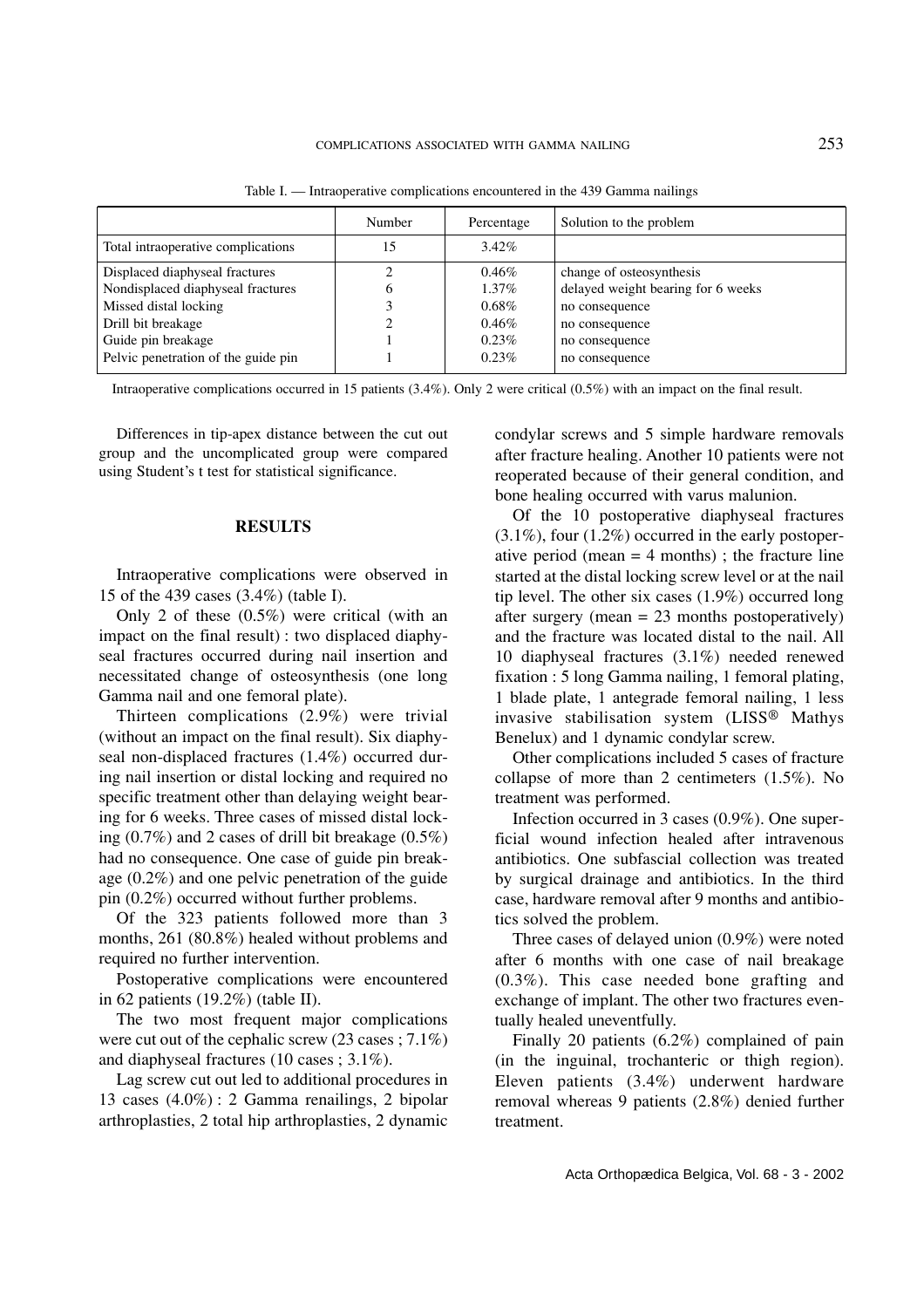Table I. — Intraoperative complications encountered in the 439 Gamma nailings

| | Number | Percentage | Solution to the problem |
|---|---|---|---|
| Total intraoperative complications | 15 | 3.42% | |
| Displaced diaphyseal fractures | 2 | 0.46% | change of osteosynthesis |
| Nondisplaced diaphyseal fractures | 6 | 1.37% | delayed weight bearing for 6 weeks |
| Missed distal locking | 3 | 0.68% | no consequence |
| Drill bit breakage | 2 | 0.46% | no consequence |
| Guide pin breakage | 1 | 0.23% | no consequence |
| Pelvic penetration of the guide pin | 1 | 0.23% | no consequence |

Intraoperative complications occurred in 15 patients (3.4%). Only 2 were critical (0.5%) with an impact on the final result.

Differences in tip-apex distance between the cut out group and the uncomplicated group were compared using Student's t test for statistical significance.

## RESULTS

Intraoperative complications were observed in 15 of the 439 cases (3.4%) (table I).

Only 2 of these (0.5%) were critical (with an impact on the final result) : two displaced diaphyseal fractures occurred during nail insertion and necessitated change of osteosynthesis (one long Gamma nail and one femoral plate).

Thirteen complications (2.9%) were trivial (without an impact on the final result). Six diaphyseal non-displaced fractures (1.4%) occurred during nail insertion or distal locking and required no specific treatment other than delaying weight bearing for 6 weeks. Three cases of missed distal locking (0.7%) and 2 cases of drill bit breakage (0.5%) had no consequence. One case of guide pin breakage (0.2%) and one pelvic penetration of the guide pin (0.2%) occurred without further problems.

Of the 323 patients followed more than 3 months, 261 (80.8%) healed without problems and required no further intervention.

Postoperative complications were encountered in 62 patients (19.2%) (table II).

The two most frequent major complications were cut out of the cephalic screw (23 cases ; 7.1%) and diaphyseal fractures (10 cases ; 3.1%).

Lag screw cut out led to additional procedures in 13 cases (4.0%) : 2 Gamma renailings, 2 bipolar arthroplasties, 2 total hip arthroplasties, 2 dynamic condylar screws and 5 simple hardware removals after fracture healing. Another 10 patients were not reoperated because of their general condition, and bone healing occurred with varus malunion.

Of the 10 postoperative diaphyseal fractures (3.1%), four (1.2%) occurred in the early postoperative period (mean = 4 months) ; the fracture line started at the distal locking screw level or at the nail tip level. The other six cases (1.9%) occurred long after surgery (mean = 23 months postoperatively) and the fracture was located distal to the nail. All 10 diaphyseal fractures (3.1%) needed renewed fixation : 5 long Gamma nailing, 1 femoral plating, 1 blade plate, 1 antegrade femoral nailing, 1 less invasive stabilisation system (LISS® Mathys Benelux) and 1 dynamic condylar screw.

Other complications included 5 cases of fracture collapse of more than 2 centimeters (1.5%). No treatment was performed.

Infection occurred in 3 cases (0.9%). One superficial wound infection healed after intravenous antibiotics. One subfascial collection was treated by surgical drainage and antibiotics. In the third case, hardware removal after 9 months and antibiotics solved the problem.

Three cases of delayed union (0.9%) were noted after 6 months with one case of nail breakage (0.3%). This case needed bone grafting and exchange of implant. The other two fractures eventually healed uneventfully.

Finally 20 patients (6.2%) complained of pain (in the inguinal, trochanteric or thigh region). Eleven patients (3.4%) underwent hardware removal whereas 9 patients (2.8%) denied further treatment.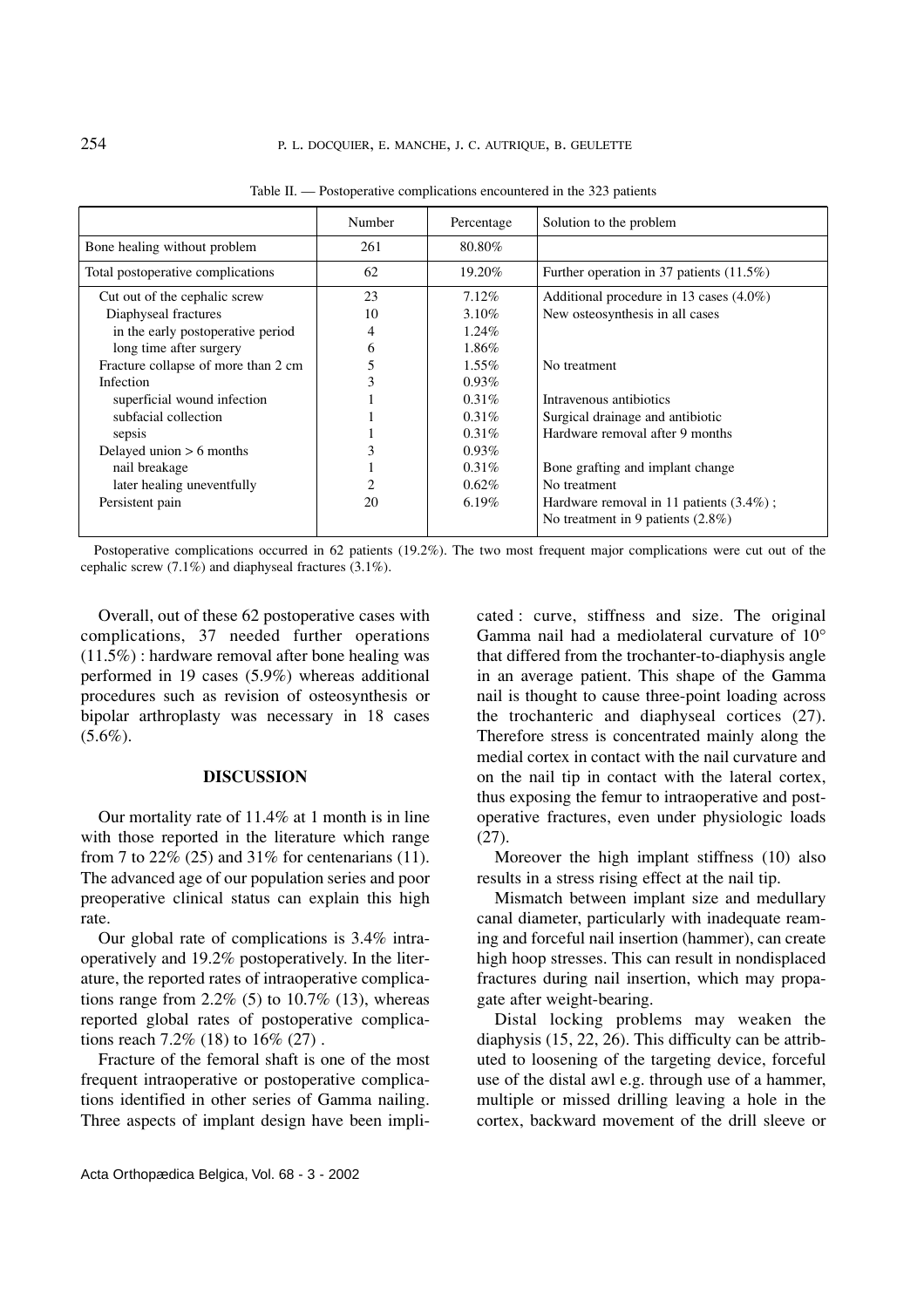Table II. — Postoperative complications encountered in the 323 patients

| | Number | Percentage | Solution to the problem |
|---|---|---|---|
| Bone healing without problem | 261 | 80.80% | |
| Total postoperative complications | 62 | 19.20% | Further operation in 37 patients (11.5%) |
| Cut out of the cephalic screw | 23 | 7.12% | Additional procedure in 13 cases (4.0%) |
| Diaphyseal fractures | 10 | 3.10% | New osteosynthesis in all cases |
| in the early postoperative period | 4 | 1.24% | |
| long time after surgery | 6 | 1.86% | |
| Fracture collapse of more than 2 cm | 5 | 1.55% | No treatment |
| Infection | 3 | 0.93% | |
| superficial wound infection | 1 | 0.31% | Intravenous antibiotics |
| subfacial collection | 1 | 0.31% | Surgical drainage and antibiotic |
| sepsis | 1 | 0.31% | Hardware removal after 9 months |
| Delayed union > 6 months | 3 | 0.93% | |
| nail breakage | 1 | 0.31% | Bone grafting and implant change |
| later healing uneventfully | 2 | 0.62% | No treatment |
| Persistent pain | 20 | 6.19% | Hardware removal in 11 patients (3.4%) ; No treatment in 9 patients (2.8%) |

Postoperative complications occurred in 62 patients (19.2%). The two most frequent major complications were cut out of the cephalic screw (7.1%) and diaphyseal fractures (3.1%).

Overall, out of these 62 postoperative cases with complications, 37 needed further operations (11.5%) : hardware removal after bone healing was performed in 19 cases (5.9%) whereas additional procedures such as revision of osteosynthesis or bipolar arthroplasty was necessary in 18 cases (5.6%).

## DISCUSSION

Our mortality rate of 11.4% at 1 month is in line with those reported in the literature which range from 7 to 22% (25) and 31% for centenarians (11). The advanced age of our population series and poor preoperative clinical status can explain this high rate.

Our global rate of complications is 3.4% intraoperatively and 19.2% postoperatively. In the literature, the reported rates of intraoperative complications range from 2.2% (5) to 10.7% (13), whereas reported global rates of postoperative complications reach 7.2% (18) to 16% (27) .

Fracture of the femoral shaft is one of the most frequent intraoperative or postoperative complications identified in other series of Gamma nailing. Three aspects of implant design have been implicated : curve, stiffness and size. The original Gamma nail had a mediolateral curvature of 10° that differed from the trochanter-to-diaphysis angle in an average patient. This shape of the Gamma nail is thought to cause three-point loading across the trochanteric and diaphyseal cortices (27). Therefore stress is concentrated mainly along the medial cortex in contact with the nail curvature and on the nail tip in contact with the lateral cortex, thus exposing the femur to intraoperative and postoperative fractures, even under physiologic loads (27).

Moreover the high implant stiffness (10) also results in a stress rising effect at the nail tip.

Mismatch between implant size and medullary canal diameter, particularly with inadequate reaming and forceful nail insertion (hammer), can create high hoop stresses. This can result in nondisplaced fractures during nail insertion, which may propagate after weight-bearing.

Distal locking problems may weaken the diaphysis (15, 22, 26). This difficulty can be attributed to loosening of the targeting device, forceful use of the distal awl e.g. through use of a hammer, multiple or missed drilling leaving a hole in the cortex, backward movement of the drill sleeve or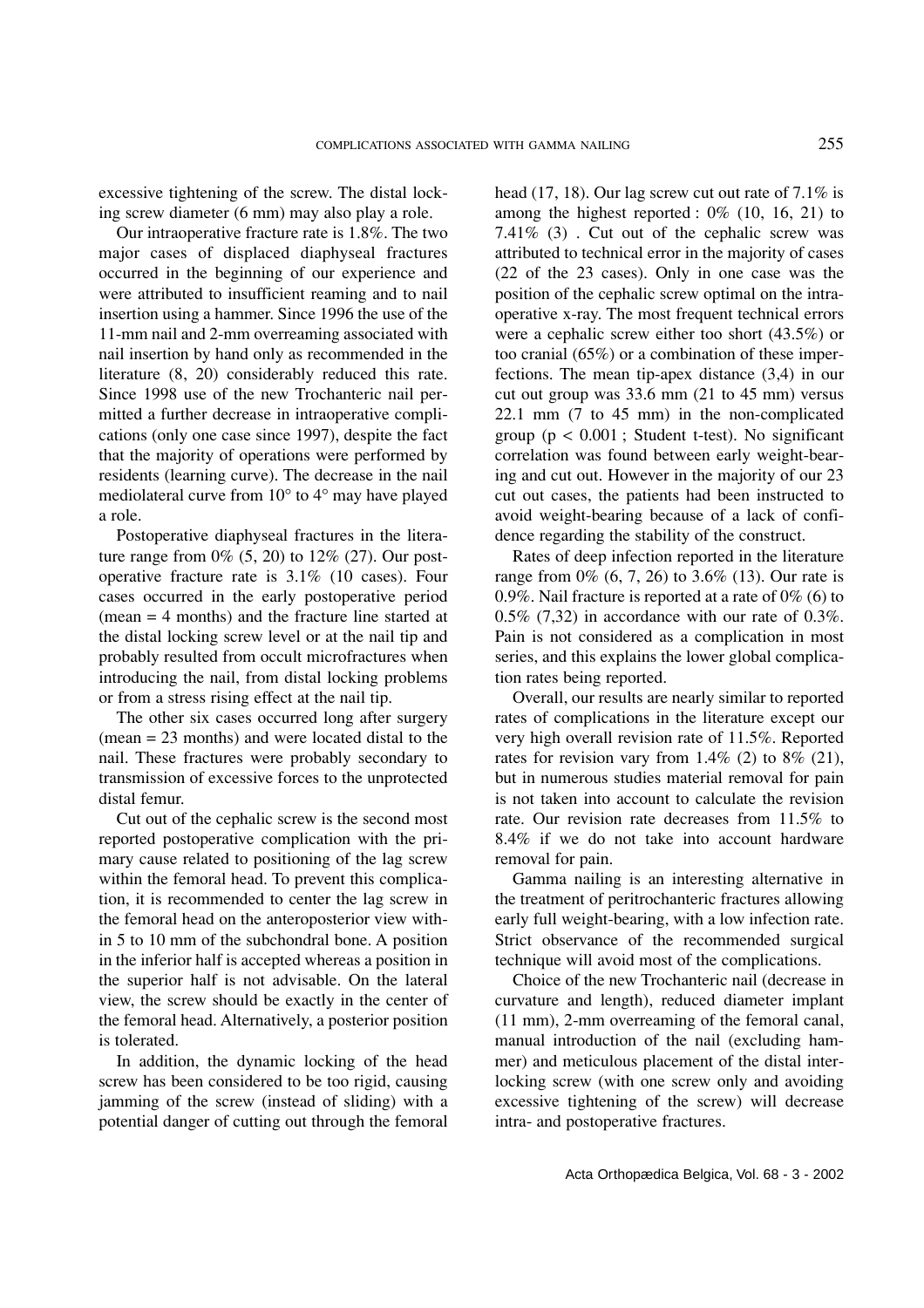excessive tightening of the screw. The distal locking screw diameter (6 mm) may also play a role.

Our intraoperative fracture rate is 1.8%. The two major cases of displaced diaphyseal fractures occurred in the beginning of our experience and were attributed to insufficient reaming and to nail insertion using a hammer. Since 1996 the use of the 11-mm nail and 2-mm overreaming associated with nail insertion by hand only as recommended in the literature (8, 20) considerably reduced this rate. Since 1998 use of the new Trochanteric nail permitted a further decrease in intraoperative complications (only one case since 1997), despite the fact that the majority of operations were performed by residents (learning curve). The decrease in the nail mediolateral curve from 10° to 4° may have played a role.

Postoperative diaphyseal fractures in the literature range from 0% (5, 20) to 12% (27). Our postoperative fracture rate is 3.1% (10 cases). Four cases occurred in the early postoperative period (mean = 4 months) and the fracture line started at the distal locking screw level or at the nail tip and probably resulted from occult microfractures when introducing the nail, from distal locking problems or from a stress rising effect at the nail tip.

The other six cases occurred long after surgery (mean = 23 months) and were located distal to the nail. These fractures were probably secondary to transmission of excessive forces to the unprotected distal femur.

Cut out of the cephalic screw is the second most reported postoperative complication with the primary cause related to positioning of the lag screw within the femoral head. To prevent this complication, it is recommended to center the lag screw in the femoral head on the anteroposterior view within 5 to 10 mm of the subchondral bone. A position in the inferior half is accepted whereas a position in the superior half is not advisable. On the lateral view, the screw should be exactly in the center of the femoral head. Alternatively, a posterior position is tolerated.

In addition, the dynamic locking of the head screw has been considered to be too rigid, causing jamming of the screw (instead of sliding) with a potential danger of cutting out through the femoral head (17, 18). Our lag screw cut out rate of 7.1% is among the highest reported : 0% (10, 16, 21) to 7.41% (3) . Cut out of the cephalic screw was attributed to technical error in the majority of cases (22 of the 23 cases). Only in one case was the position of the cephalic screw optimal on the intraoperative x-ray. The most frequent technical errors were a cephalic screw either too short (43.5%) or too cranial (65%) or a combination of these imperfections. The mean tip-apex distance (3,4) in our cut out group was 33.6 mm (21 to 45 mm) versus 22.1 mm (7 to 45 mm) in the non-complicated group ($p < 0.001$ ; Student t-test). No significant correlation was found between early weight-bearing and cut out. However in the majority of our 23 cut out cases, the patients had been instructed to avoid weight-bearing because of a lack of confidence regarding the stability of the construct.

Rates of deep infection reported in the literature range from 0% (6, 7, 26) to 3.6% (13). Our rate is 0.9%. Nail fracture is reported at a rate of 0% (6) to 0.5% (7,32) in accordance with our rate of 0.3%. Pain is not considered as a complication in most series, and this explains the lower global complication rates being reported.

Overall, our results are nearly similar to reported rates of complications in the literature except our very high overall revision rate of 11.5%. Reported rates for revision vary from 1.4% (2) to 8% (21), but in numerous studies material removal for pain is not taken into account to calculate the revision rate. Our revision rate decreases from 11.5% to 8.4% if we do not take into account hardware removal for pain.

Gamma nailing is an interesting alternative in the treatment of peritrochanteric fractures allowing early full weight-bearing, with a low infection rate. Strict observance of the recommended surgical technique will avoid most of the complications.

Choice of the new Trochanteric nail (decrease in curvature and length), reduced diameter implant (11 mm), 2-mm overreaming of the femoral canal, manual introduction of the nail (excluding hammer) and meticulous placement of the distal interlocking screw (with one screw only and avoiding excessive tightening of the screw) will decrease intra- and postoperative fractures.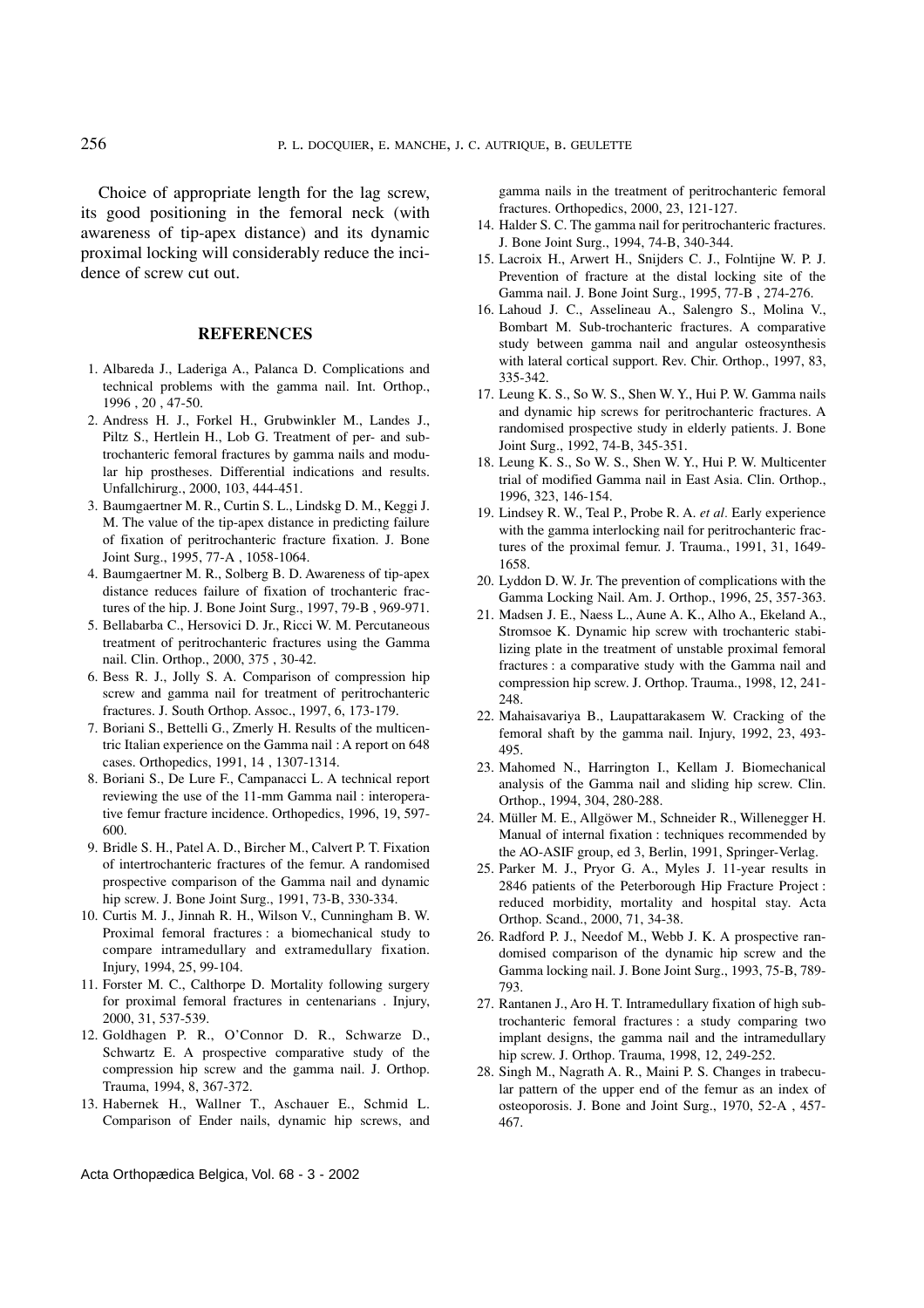Choice of appropriate length for the lag screw, its good positioning in the femoral neck (with awareness of tip-apex distance) and its dynamic proximal locking will considerably reduce the incidence of screw cut out.

## REFERENCES

1. Albareda J., Laderiga A., Palanca D. Complications and technical problems with the gamma nail. Int. Orthop., 1996 , 20 , 47-50.
2. Andress H. J., Forkel H., Grubwinkler M., Landes J., Piltz S., Hertlein H., Lob G. Treatment of per- and subtrochanteric femoral fractures by gamma nails and modular hip prostheses. Differential indications and results. Unfallchirurg., 2000, 103, 444-451.
3. Baumgaertner M. R., Curtin S. L., Lindskg D. M., Keggi J. M. The value of the tip-apex distance in predicting failure of fixation of peritrochanteric fracture fixation. J. Bone Joint Surg., 1995, 77-A , 1058-1064.
4. Baumgaertner M. R., Solberg B. D. Awareness of tip-apex distance reduces failure of fixation of trochanteric fractures of the hip. J. Bone Joint Surg., 1997, 79-B , 969-971.
5. Bellabarba C., Hersovici D. Jr., Ricci W. M. Percutaneous treatment of peritrochanteric fractures using the Gamma nail. Clin. Orthop., 2000, 375 , 30-42.
6. Bess R. J., Jolly S. A. Comparison of compression hip screw and gamma nail for treatment of peritrochanteric fractures. J. South Orthop. Assoc., 1997, 6, 173-179.
7. Boriani S., Bettelli G., Zmerly H. Results of the multicentric Italian experience on the Gamma nail : A report on 648 cases. Orthopedics, 1991, 14 , 1307-1314.
8. Boriani S., De Lure F., Campanacci L. A technical report reviewing the use of the 11-mm Gamma nail : interoperative femur fracture incidence. Orthopedics, 1996, 19, 597-600.
9. Bridle S. H., Patel A. D., Bircher M., Calvert P. T. Fixation of intertrochanteric fractures of the femur. A randomised prospective comparison of the Gamma nail and dynamic hip screw. J. Bone Joint Surg., 1991, 73-B, 330-334.
10. Curtis M. J., Jinnah R. H., Wilson V., Cunningham B. W. Proximal femoral fractures : a biomechanical study to compare intramedullary and extramedullary fixation. Injury, 1994, 25, 99-104.
11. Forster M. C., Calthorpe D. Mortality following surgery for proximal femoral fractures in centenarians . Injury, 2000, 31, 537-539.
12. Goldhagen P. R., O'Connor D. R., Schwarze D., Schwartz E. A prospective comparative study of the compression hip screw and the gamma nail. J. Orthop. Trauma, 1994, 8, 367-372.
13. Habernek H., Wallner T., Aschauer E., Schmid L. Comparison of Ender nails, dynamic hip screws, and gamma nails in the treatment of peritrochanteric femoral fractures. Orthopedics, 2000, 23, 121-127.
14. Halder S. C. The gamma nail for peritrochanteric fractures. J. Bone Joint Surg., 1994, 74-B, 340-344.
15. Lacroix H., Arwert H., Snijders C. J., Folntijne W. P. J. Prevention of fracture at the distal locking site of the Gamma nail. J. Bone Joint Surg., 1995, 77-B , 274-276.
16. Lahoud J. C., Asselineau A., Salengro S., Molina V., Bombart M. Sub-trochanteric fractures. A comparative study between gamma nail and angular osteosynthesis with lateral cortical support. Rev. Chir. Orthop., 1997, 83, 335-342.
17. Leung K. S., So W. S., Shen W. Y., Hui P. W. Gamma nails and dynamic hip screws for peritrochanteric fractures. A randomised prospective study in elderly patients. J. Bone Joint Surg., 1992, 74-B, 345-351.
18. Leung K. S., So W. S., Shen W. Y., Hui P. W. Multicenter trial of modified Gamma nail in East Asia. Clin. Orthop., 1996, 323, 146-154.
19. Lindsey R. W., Teal P., Probe R. A. *et al.* Early experience with the gamma interlocking nail for peritrochanteric fractures of the proximal femur. J. Trauma., 1991, 31, 1649-1658.
20. Lyddon D. W. Jr. The prevention of complications with the Gamma Locking Nail. Am. J. Orthop., 1996, 25, 357-363.
21. Madsen J. E., Naess L., Aune A. K., Alho A., Ekeland A., Stromsoe K. Dynamic hip screw with trochanteric stabilizing plate in the treatment of unstable proximal femoral fractures : a comparative study with the Gamma nail and compression hip screw. J. Orthop. Trauma., 1998, 12, 241-248.
22. Mahaisavariya B., Laupattarakasem W. Cracking of the femoral shaft by the gamma nail. Injury, 1992, 23, 493-495.
23. Mahomed N., Harrington I., Kellam J. Biomechanical analysis of the Gamma nail and sliding hip screw. Clin. Orthop., 1994, 304, 280-288.
24. Müller M. E., Allgöwer M., Schneider R., Willenegger H. Manual of internal fixation : techniques recommended by the AO-ASIF group, ed 3, Berlin, 1991, Springer-Verlag.
25. Parker M. J., Pryor G. A., Myles J. 11-year results in 2846 patients of the Peterborough Hip Fracture Project : reduced morbidity, mortality and hospital stay. Acta Orthop. Scand., 2000, 71, 34-38.
26. Radford P. J., Needof M., Webb J. K. A prospective randomised comparison of the dynamic hip screw and the Gamma locking nail. J. Bone Joint Surg., 1993, 75-B, 789-793.
27. Rantanen J., Aro H. T. Intramedullary fixation of high subtrochanteric femoral fractures : a study comparing two implant designs, the gamma nail and the intramedullary hip screw. J. Orthop. Trauma, 1998, 12, 249-252.
28. Singh M., Nagrath A. R., Maini P. S. Changes in trabecular pattern of the upper end of the femur as an index of osteoporosis. J. Bone and Joint Surg., 1970, 52-A , 457-467.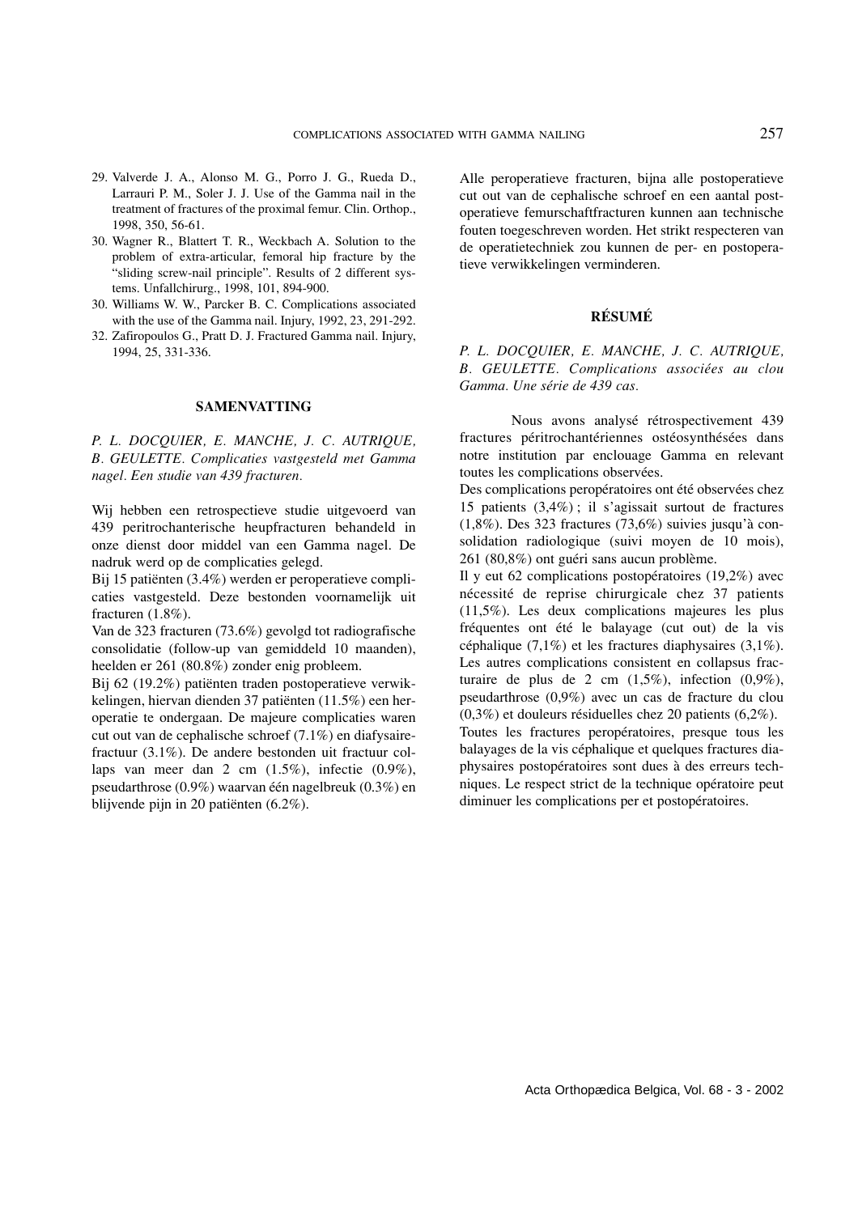29. Valverde J. A., Alonso M. G., Porro J. G., Rueda D., Larrauri P. M., Soler J. J. Use of the Gamma nail in the treatment of fractures of the proximal femur. Clin. Orthop., 1998, 350, 56-61.
30. Wagner R., Blattert T. R., Weckbach A. Solution to the problem of extra-articular, femoral hip fracture by the "sliding screw-nail principle". Results of 2 different systems. Unfallchirurg., 1998, 101, 894-900.
30. Williams W. W., Parcker B. C. Complications associated with the use of the Gamma nail. Injury, 1992, 23, 291-292.
32. Zafiropoulos G., Pratt D. J. Fractured Gamma nail. Injury, 1994, 25, 331-336.

## SAMENVATTING

*P. L. DOCQUIER, E. MANCHE, J. C. AUTRIQUE, B. GEULETTE. Complicaties vastgesteld met Gamma nagel. Een studie van 439 fracturen.*

Wij hebben een retrospectieve studie uitgevoerd van 439 peritrochanterische heupfracturen behandeld in onze dienst door middel van een Gamma nagel. De nadruk werd op de complicaties gelegd.

Bij 15 patiënten (3.4%) werden er peroperatieve complicaties vastgesteld. Deze bestonden voornamelijk uit fracturen (1.8%).

Van de 323 fracturen (73.6%) gevolgd tot radiografische consolidatie (follow-up van gemiddeld 10 maanden), heelden er 261 (80.8%) zonder enig probleem.

Bij 62 (19.2%) patiënten traden postoperatieve verwikkelingen, hiervan dienden 37 patiënten (11.5%) een heroperatie te ondergaan. De majeure complicaties waren cut out van de cephalische schroef (7.1%) en diafysairefractuur (3.1%). De andere bestonden uit fractuur collaps van meer dan 2 cm (1.5%), infectie (0.9%), pseudarthrose (0.9%) waarvan één nagelbreuk (0.3%) en blijvende pijn in 20 patiënten (6.2%).

Alle peroperatieve fracturen, bijna alle postoperatieve cut out van de cephalische schroef en een aantal postoperatieve femurschaftfracturen kunnen aan technische fouten toegeschreven worden. Het strikt respecteren van de operatietechniek zou kunnen de per- en postoperatieve verwikkelingen verminderen.

## RÉSUMÉ

*P. L. DOCQUIER, E. MANCHE, J. C. AUTRIQUE, B. GEULETTE. Complications associées au clou Gamma. Une série de 439 cas.*

Nous avons analysé rétrospectivement 439 fractures péritrochantériennes ostéosynthésées dans notre institution par enclouage Gamma en relevant toutes les complications observées.

Des complications peropératoires ont été observées chez 15 patients (3,4%) ; il s'agissait surtout de fractures (1,8%). Des 323 fractures (73,6%) suivies jusqu'à consolidation radiologique (suivi moyen de 10 mois), 261 (80,8%) ont guéri sans aucun problème.

Il y eut 62 complications postopératoires (19,2%) avec nécessité de reprise chirurgicale chez 37 patients (11,5%). Les deux complications majeures les plus fréquentes ont été le balayage (cut out) de la vis céphalique (7,1%) et les fractures diaphysaires (3,1%). Les autres complications consistent en collapsus fracturaire de plus de 2 cm (1,5%), infection (0,9%), pseudarthrose (0,9%) avec un cas de fracture du clou (0,3%) et douleurs résiduelles chez 20 patients (6,2%).

Toutes les fractures peropératoires, presque tous les balayages de la vis céphalique et quelques fractures diaphysaires postopératoires sont dues à des erreurs techniques. Le respect strict de la technique opératoire peut diminuer les complications per et postopératoires.